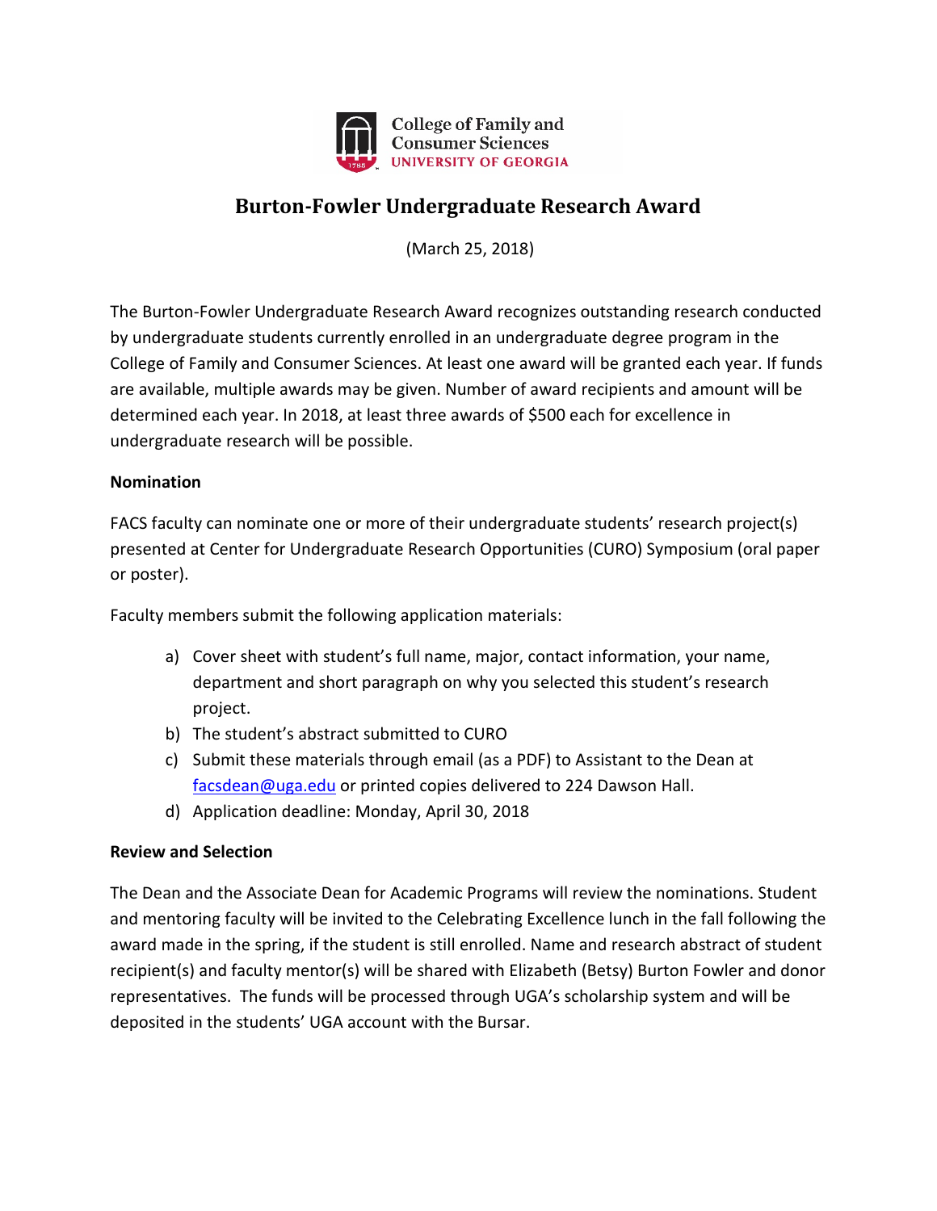College of Family and Consumer Sciences
UNIVERSITY OF GEORGIA

# Burton-Fowler Undergraduate Research Award

(March 25, 2018)

The Burton-Fowler Undergraduate Research Award recognizes outstanding research conducted by undergraduate students currently enrolled in an undergraduate degree program in the College of Family and Consumer Sciences. At least one award will be granted each year. If funds are available, multiple awards may be given. Number of award recipients and amount will be determined each year. In 2018, at least three awards of $500 each for excellence in undergraduate research will be possible.

**Nomination**

FACS faculty can nominate one or more of their undergraduate students' research project(s) presented at Center for Undergraduate Research Opportunities (CURO) Symposium (oral paper or poster).

Faculty members submit the following application materials:

a) Cover sheet with student's full name, major, contact information, your name, department and short paragraph on why you selected this student's research project.
b) The student's abstract submitted to CURO
c) Submit these materials through email (as a PDF) to Assistant to the Dean at facsdean@uga.edu or printed copies delivered to 224 Dawson Hall.
d) Application deadline: Monday, April 30, 2018

**Review and Selection**

The Dean and the Associate Dean for Academic Programs will review the nominations. Student and mentoring faculty will be invited to the Celebrating Excellence lunch in the fall following the award made in the spring, if the student is still enrolled. Name and research abstract of student recipient(s) and faculty mentor(s) will be shared with Elizabeth (Betsy) Burton Fowler and donor representatives. The funds will be processed through UGA's scholarship system and will be deposited in the students' UGA account with the Bursar.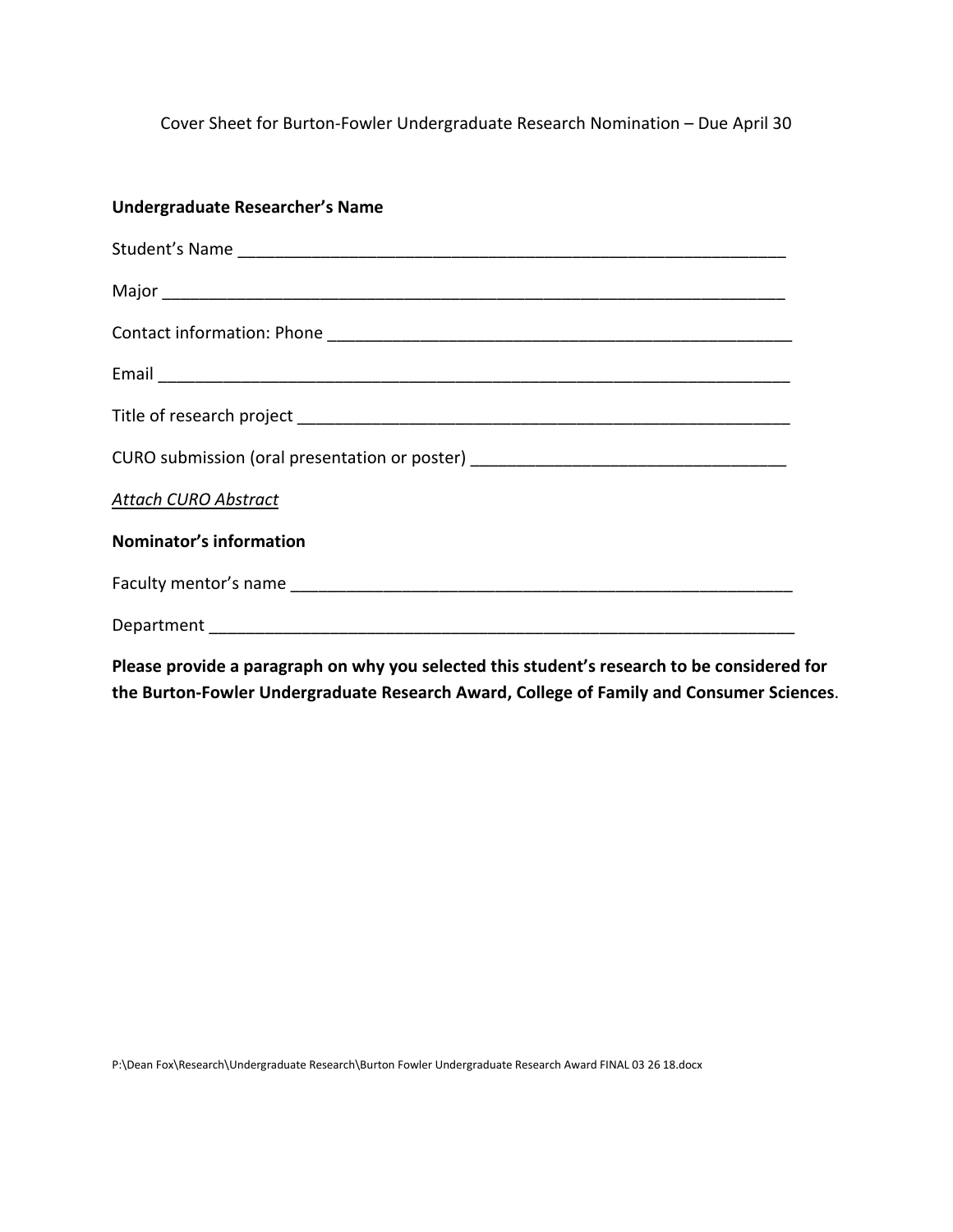Cover Sheet for Burton-Fowler Undergraduate Research Nomination – Due April 30

**Undergraduate Researcher's Name**

Student's Name ___________________________________________________________

Major ________________________________________________________________

Contact information: Phone ________________________________________________

Email ________________________________________________________________

Title of research project ___________________________________________________

CURO submission (oral presentation or poster) ________________________________

*Attach CURO Abstract*

**Nominator's information**

Faculty mentor's name _____________________________________________________

Department ____________________________________________________________

**Please provide a paragraph on why you selected this student's research to be considered for the Burton-Fowler Undergraduate Research Award, College of Family and Consumer Sciences.**

P:\Dean Fox\Research\Undergraduate Research\Burton Fowler Undergraduate Research Award FINAL 03 26 18.docx